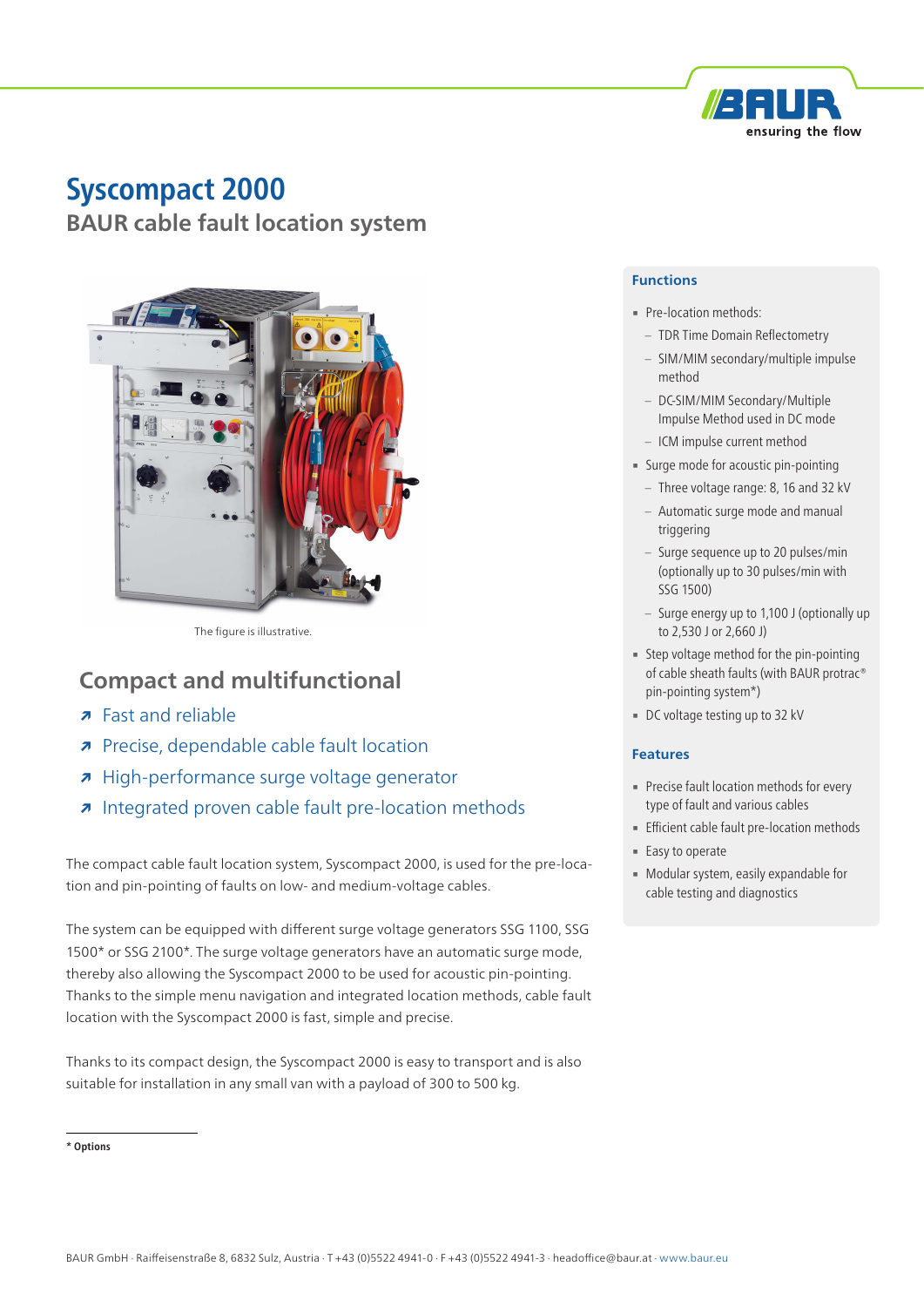# Syscompact 2000

## BAUR cable fault location system

The figure is illustrative.

## Compact and multifunctional

- ↗ Fast and reliable
- ↗ Precise, dependable cable fault location
- ↗ High-performance surge voltage generator
- ↗ Integrated proven cable fault pre-location methods

The compact cable fault location system, Syscompact 2000, is used for the pre-location and pin-pointing of faults on low- and medium-voltage cables.

The system can be equipped with different surge voltage generators SSG 1100, SSG 1500* or SSG 2100*. The surge voltage generators have an automatic surge mode, thereby also allowing the Syscompact 2000 to be used for acoustic pin-pointing. Thanks to the simple menu navigation and integrated location methods, cable fault location with the Syscompact 2000 is fast, simple and precise.

Thanks to its compact design, the Syscompact 2000 is easy to transport and is also suitable for installation in any small van with a payload of 300 to 500 kg.

**\* Options**

### Functions

- Pre-location methods:
  - TDR Time Domain Reflectometry
  - SIM/MIM secondary/multiple impulse method
  - DC-SIM/MIM Secondary/Multiple Impulse Method used in DC mode
  - ICM impulse current method
- Surge mode for acoustic pin-pointing
  - Three voltage range: 8, 16 and 32 kV
  - Automatic surge mode and manual triggering
  - Surge sequence up to 20 pulses/min (optionally up to 30 pulses/min with SSG 1500)
  - Surge energy up to 1,100 J (optionally up to 2,530 J or 2,660 J)
- Step voltage method for the pin-pointing of cable sheath faults (with BAUR protrac® pin-pointing system*)
- DC voltage testing up to 32 kV

### Features

- Precise fault location methods for every type of fault and various cables
- Efficient cable fault pre-location methods
- Easy to operate
- Modular system, easily expandable for cable testing and diagnostics

BAUR GmbH · Raiffeisenstraße 8, 6832 Sulz, Austria · T +43 (0)5522 4941-0 · F +43 (0)5522 4941-3 · headoffice@baur.at · www.baur.eu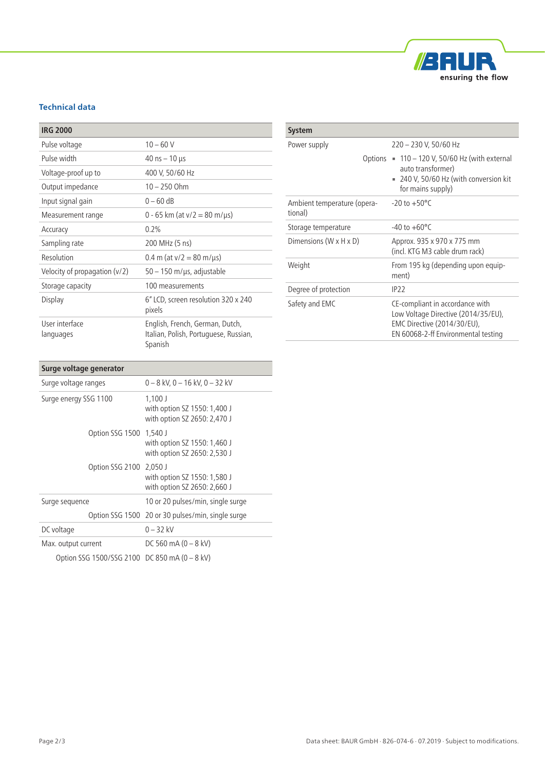## Technical data

| IRG 2000 | |
|---|---|
| Pulse voltage | 10 – 60 V |
| Pulse width | 40 ns – 10 µs |
| Voltage-proof up to | 400 V, 50/60 Hz |
| Output impedance | 10 – 250 Ohm |
| Input signal gain | 0 – 60 dB |
| Measurement range | 0 - 65 km (at v/2 = 80 m/µs) |
| Accuracy | 0.2% |
| Sampling rate | 200 MHz (5 ns) |
| Resolution | 0.4 m (at v/2 = 80 m/µs) |
| Velocity of propagation (v/2) | 50 – 150 m/µs, adjustable |
| Storage capacity | 100 measurements |
| Display | 6" LCD, screen resolution 320 x 240 pixels |
| User interface languages | English, French, German, Dutch, Italian, Polish, Portuguese, Russian, Spanish |

| Surge voltage generator | |
|---|---|
| Surge voltage ranges | 0 – 8 kV, 0 – 16 kV, 0 – 32 kV |
| Surge energy SSG 1100 | 1,100 J<br>with option SZ 1550: 1,400 J<br>with option SZ 2650: 2,470 J |
| Option SSG 1500 | 1,540 J<br>with option SZ 1550: 1,460 J<br>with option SZ 2650: 2,530 J |
| Option SSG 2100 | 2,050 J<br>with option SZ 1550: 1,580 J<br>with option SZ 2650: 2,660 J |
| Surge sequence | 10 or 20 pulses/min, single surge |
| Option SSG 1500 | 20 or 30 pulses/min, single surge |
| DC voltage | 0 – 32 kV |
| Max. output current | DC 560 mA (0 – 8 kV) |
| Option SSG 1500/SSG 2100 | DC 850 mA (0 – 8 kV) |

| System | |
|---|---|
| Power supply | 220 – 230 V, 50/60 Hz |
| Options | ▪ 110 – 120 V, 50/60 Hz (with external auto transformer)<br>▪ 240 V, 50/60 Hz (with conversion kit for mains supply) |
| Ambient temperature (operational) | -20 to +50°C |
| Storage temperature | -40 to +60°C |
| Dimensions (W x H x D) | Approx. 935 x 970 x 775 mm<br>(incl. KTG M3 cable drum rack) |
| Weight | From 195 kg (depending upon equipment) |
| Degree of protection | IP22 |
| Safety and EMC | CE-compliant in accordance with Low Voltage Directive (2014/35/EU), EMC Directive (2014/30/EU), EN 60068-2-ff Environmental testing |

Data sheet: BAUR GmbH · 826-074-6 · 07.2019 · Subject to modifications.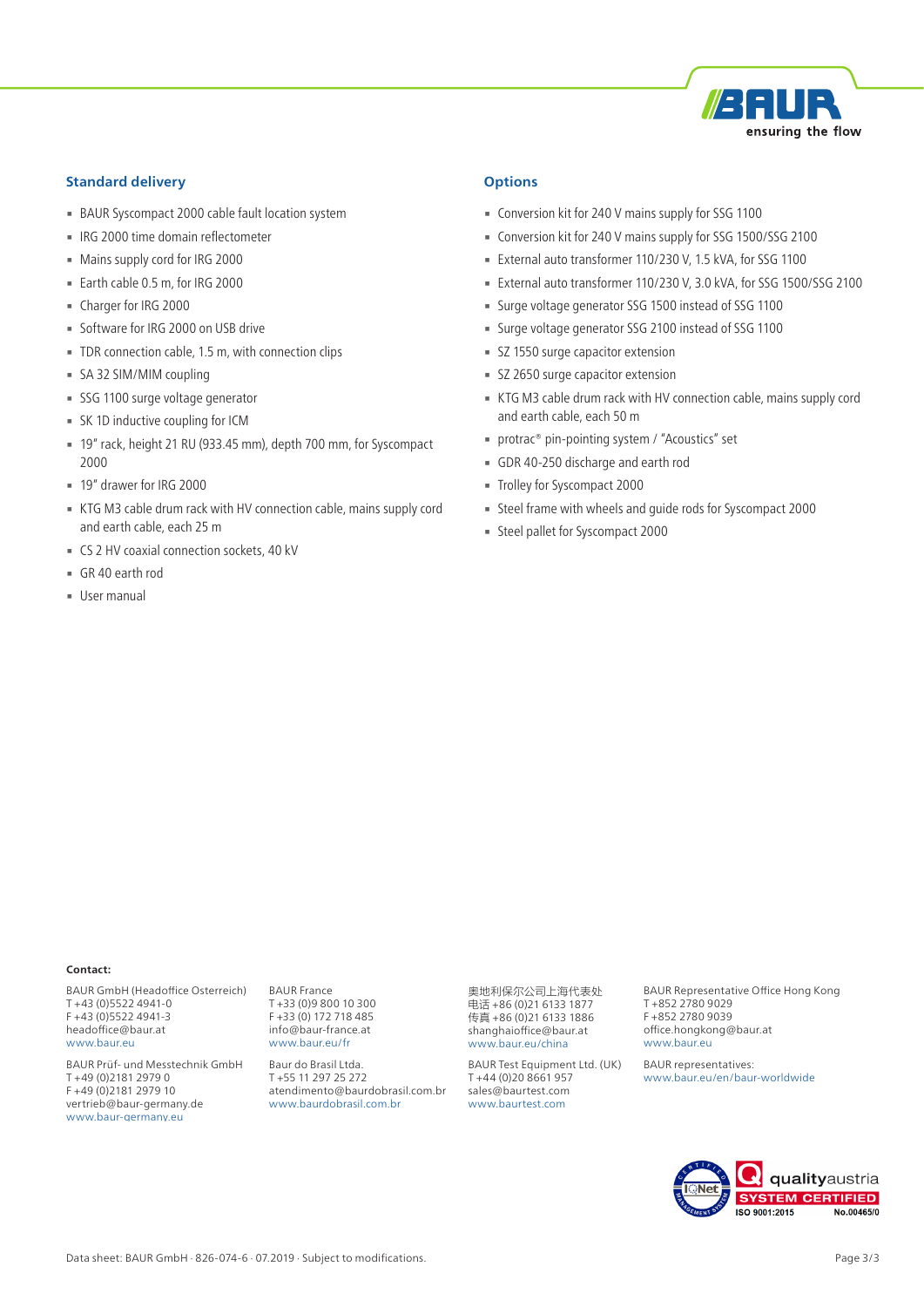## Standard delivery

- BAUR Syscompact 2000 cable fault location system
- IRG 2000 time domain reflectometer
- Mains supply cord for IRG 2000
- Earth cable 0.5 m, for IRG 2000
- Charger for IRG 2000
- Software for IRG 2000 on USB drive
- TDR connection cable, 1.5 m, with connection clips
- SA 32 SIM/MIM coupling
- SSG 1100 surge voltage generator
- SK 1D inductive coupling for ICM
- 19" rack, height 21 RU (933.45 mm), depth 700 mm, for Syscompact 2000
- 19" drawer for IRG 2000
- KTG M3 cable drum rack with HV connection cable, mains supply cord and earth cable, each 25 m
- CS 2 HV coaxial connection sockets, 40 kV
- GR 40 earth rod
- User manual

## Options

- Conversion kit for 240 V mains supply for SSG 1100
- Conversion kit for 240 V mains supply for SSG 1500/SSG 2100
- External auto transformer 110/230 V, 1.5 kVA, for SSG 1100
- External auto transformer 110/230 V, 3.0 kVA, for SSG 1500/SSG 2100
- Surge voltage generator SSG 1500 instead of SSG 1100
- Surge voltage generator SSG 2100 instead of SSG 1100
- SZ 1550 surge capacitor extension
- SZ 2650 surge capacitor extension
- KTG M3 cable drum rack with HV connection cable, mains supply cord and earth cable, each 50 m
- protrac® pin-pointing system / "Acoustics" set
- GDR 40-250 discharge and earth rod
- Trolley for Syscompact 2000
- Steel frame with wheels and guide rods for Syscompact 2000
- Steel pallet for Syscompact 2000

**Contact:**

BAUR GmbH (Headoffice Österreich)
T +43 (0)5522 4941-0
F +43 (0)5522 4941-3
headoffice@baur.at
www.baur.eu

BAUR Prüf- und Messtechnik GmbH
T +49 (0)2181 2979 0
F +49 (0)2181 2979 10
vertrieb@baur-germany.de
www.baur-germany.eu

BAUR France
T +33 (0)9 800 10 300
F +33 (0) 172 718 485
info@baur-france.at
www.baur.eu/fr

Baur do Brasil Ltda.
T +55 11 297 25 272
atendimento@baurdobrasil.com.br
www.baurdobrasil.com.br

奥地利保尔公司上海代表处
电话 +86 (0)21 6133 1877
传真 +86 (0)21 6133 1886
shanghaioffice@baur.at
www.baur.eu/china

BAUR Test Equipment Ltd. (UK)
T +44 (0)20 8661 957
sales@baurtest.com
www.baurtest.com

BAUR Representative Office Hong Kong
T +852 2780 9029
F +852 2780 9039
office.hongkong@baur.at
www.baur.eu

BAUR representatives:
www.baur.eu/en/baur-worldwide

Data sheet: BAUR GmbH · 826-074-6 · 07.2019 · Subject to modifications.